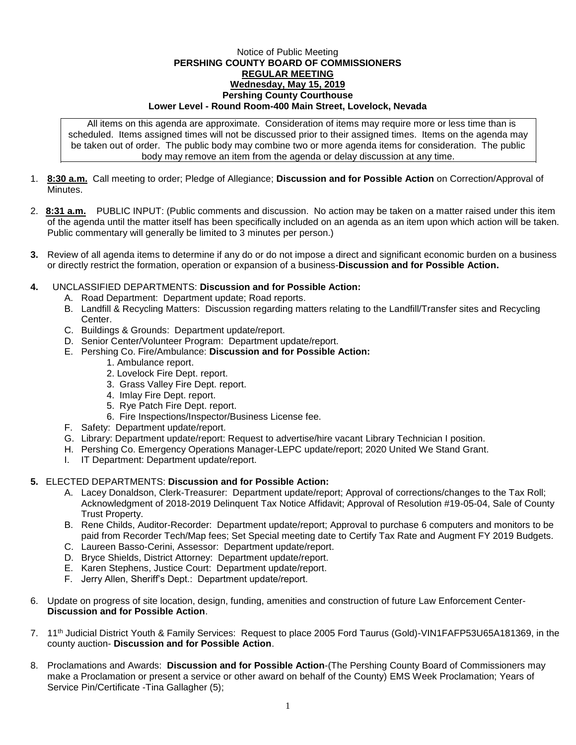Notice of Public Meeting

**PERSHING COUNTY BOARD OF COMMISSIONERS**

**REGULAR MEETING**

**Wednesday, May 15, 2019**

**Pershing County Courthouse**

**Lower Level - Round Room-400 Main Street, Lovelock, Nevada**

All items on this agenda are approximate. Consideration of items may require more or less time than is scheduled. Items assigned times will not be discussed prior to their assigned times. Items on the agenda may be taken out of order. The public body may combine two or more agenda items for consideration. The public body may remove an item from the agenda or delay discussion at any time.

1. **8:30 a.m.** Call meeting to order; Pledge of Allegiance; **Discussion and for Possible Action** on Correction/Approval of Minutes.

2. **8:31 a.m.** PUBLIC INPUT: (Public comments and discussion. No action may be taken on a matter raised under this item of the agenda until the matter itself has been specifically included on an agenda as an item upon which action will be taken. Public commentary will generally be limited to 3 minutes per person.)

3. Review of all agenda items to determine if any do or do not impose a direct and significant economic burden on a business or directly restrict the formation, operation or expansion of a business-**Discussion and for Possible Action.**

4. UNCLASSIFIED DEPARTMENTS: **Discussion and for Possible Action:**
   - A. Road Department: Department update; Road reports.
   - B. Landfill & Recycling Matters: Discussion regarding matters relating to the Landfill/Transfer sites and Recycling Center.
   - C. Buildings & Grounds: Department update/report.
   - D. Senior Center/Volunteer Program: Department update/report.
   - E. Pershing Co. Fire/Ambulance: **Discussion and for Possible Action:**
     1. Ambulance report.
     2. Lovelock Fire Dept. report.
     3. Grass Valley Fire Dept. report.
     4. Imlay Fire Dept. report.
     5. Rye Patch Fire Dept. report.
     6. Fire Inspections/Inspector/Business License fee.
   - F. Safety: Department update/report.
   - G. Library: Department update/report: Request to advertise/hire vacant Library Technician I position.
   - H. Pershing Co. Emergency Operations Manager-LEPC update/report; 2020 United We Stand Grant.
   - I. IT Department: Department update/report.

5. ELECTED DEPARTMENTS: **Discussion and for Possible Action:**
   - A. Lacey Donaldson, Clerk-Treasurer: Department update/report; Approval of corrections/changes to the Tax Roll; Acknowledgment of 2018-2019 Delinquent Tax Notice Affidavit; Approval of Resolution #19-05-04, Sale of County Trust Property.
   - B. Rene Childs, Auditor-Recorder: Department update/report; Approval to purchase 6 computers and monitors to be paid from Recorder Tech/Map fees; Set Special meeting date to Certify Tax Rate and Augment FY 2019 Budgets.
   - C. Laureen Basso-Cerini, Assessor: Department update/report.
   - D. Bryce Shields, District Attorney: Department update/report.
   - E. Karen Stephens, Justice Court: Department update/report.
   - F. Jerry Allen, Sheriff's Dept.: Department update/report.

6. Update on progress of site location, design, funding, amenities and construction of future Law Enforcement Center-**Discussion and for Possible Action**.

7. 11th Judicial District Youth & Family Services: Request to place 2005 Ford Taurus (Gold)-VIN1FAFP53U65A181369, in the county auction- **Discussion and for Possible Action**.

8. Proclamations and Awards: **Discussion and for Possible Action**-(The Pershing County Board of Commissioners may make a Proclamation or present a service or other award on behalf of the County) EMS Week Proclamation; Years of Service Pin/Certificate -Tina Gallagher (5);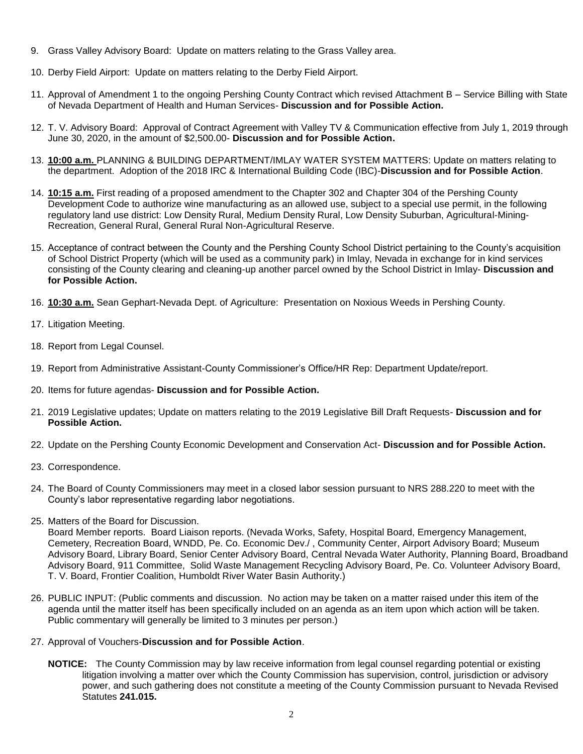9. Grass Valley Advisory Board: Update on matters relating to the Grass Valley area.

10. Derby Field Airport: Update on matters relating to the Derby Field Airport.

11. Approval of Amendment 1 to the ongoing Pershing County Contract which revised Attachment B – Service Billing with State of Nevada Department of Health and Human Services- **Discussion and for Possible Action.**

12. T. V. Advisory Board: Approval of Contract Agreement with Valley TV & Communication effective from July 1, 2019 through June 30, 2020, in the amount of $2,500.00- **Discussion and for Possible Action.**

13. **10:00 a.m.** PLANNING & BUILDING DEPARTMENT/IMLAY WATER SYSTEM MATTERS: Update on matters relating to the department. Adoption of the 2018 IRC & International Building Code (IBC)-**Discussion and for Possible Action**.

14. **10:15 a.m.** First reading of a proposed amendment to the Chapter 302 and Chapter 304 of the Pershing County Development Code to authorize wine manufacturing as an allowed use, subject to a special use permit, in the following regulatory land use district: Low Density Rural, Medium Density Rural, Low Density Suburban, Agricultural-Mining-Recreation, General Rural, General Rural Non-Agricultural Reserve.

15. Acceptance of contract between the County and the Pershing County School District pertaining to the County's acquisition of School District Property (which will be used as a community park) in Imlay, Nevada in exchange for in kind services consisting of the County clearing and cleaning-up another parcel owned by the School District in Imlay- **Discussion and for Possible Action.**

16. **10:30 a.m.** Sean Gephart-Nevada Dept. of Agriculture: Presentation on Noxious Weeds in Pershing County.

17. Litigation Meeting.

18. Report from Legal Counsel.

19. Report from Administrative Assistant-County Commissioner's Office/HR Rep: Department Update/report.

20. Items for future agendas- **Discussion and for Possible Action.**

21. 2019 Legislative updates; Update on matters relating to the 2019 Legislative Bill Draft Requests- **Discussion and for Possible Action.**

22. Update on the Pershing County Economic Development and Conservation Act- **Discussion and for Possible Action.**

23. Correspondence.

24. The Board of County Commissioners may meet in a closed labor session pursuant to NRS 288.220 to meet with the County's labor representative regarding labor negotiations.

25. Matters of the Board for Discussion.
    Board Member reports. Board Liaison reports. (Nevada Works, Safety, Hospital Board, Emergency Management, Cemetery, Recreation Board, WNDD, Pe. Co. Economic Dev./ , Community Center, Airport Advisory Board; Museum Advisory Board, Library Board, Senior Center Advisory Board, Central Nevada Water Authority, Planning Board, Broadband Advisory Board, 911 Committee, Solid Waste Management Recycling Advisory Board, Pe. Co. Volunteer Advisory Board, T. V. Board, Frontier Coalition, Humboldt River Water Basin Authority.)

26. PUBLIC INPUT: (Public comments and discussion. No action may be taken on a matter raised under this item of the agenda until the matter itself has been specifically included on an agenda as an item upon which action will be taken. Public commentary will generally be limited to 3 minutes per person.)

27. Approval of Vouchers-**Discussion and for Possible Action**.

    **NOTICE:** The County Commission may by law receive information from legal counsel regarding potential or existing litigation involving a matter over which the County Commission has supervision, control, jurisdiction or advisory power, and such gathering does not constitute a meeting of the County Commission pursuant to Nevada Revised Statutes **241.015.**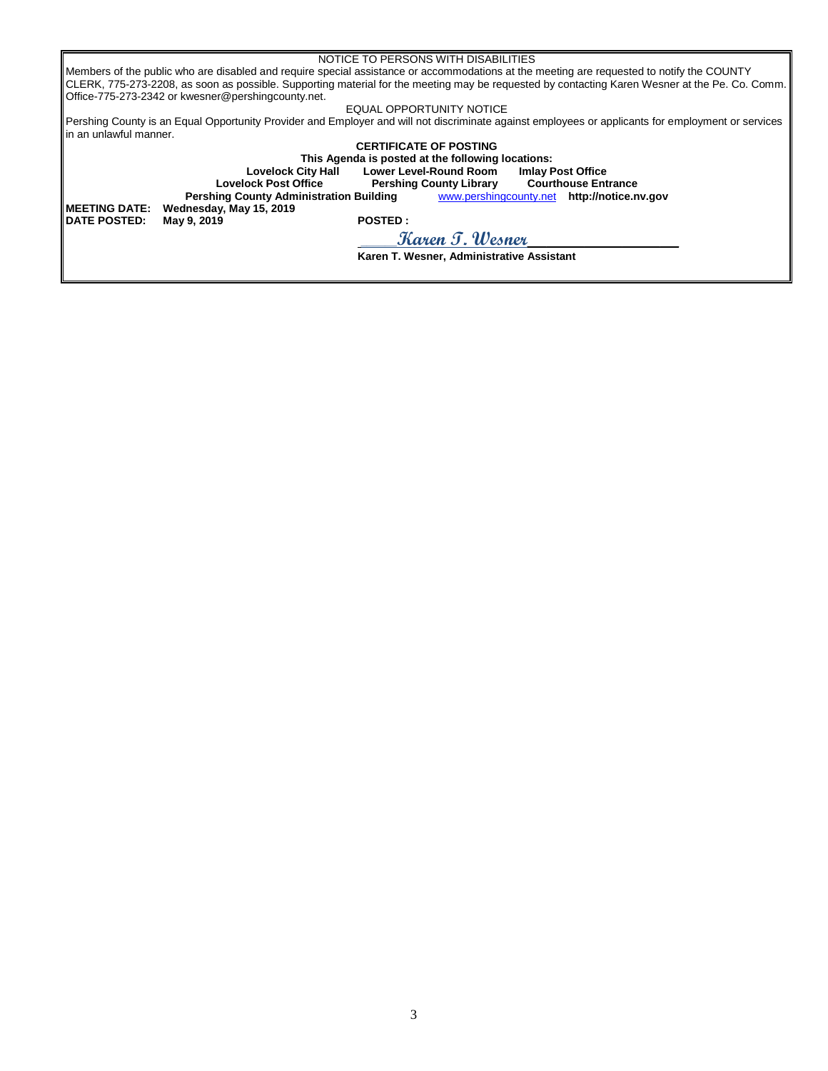NOTICE TO PERSONS WITH DISABILITIES

Members of the public who are disabled and require special assistance or accommodations at the meeting are requested to notify the COUNTY CLERK, 775-273-2208, as soon as possible. Supporting material for the meeting may be requested by contacting Karen Wesner at the Pe. Co. Comm. Office-775-273-2342 or kwesner@pershingcounty.net.

EQUAL OPPORTUNITY NOTICE

Pershing County is an Equal Opportunity Provider and Employer and will not discriminate against employees or applicants for employment or services in an unlawful manner.

**CERTIFICATE OF POSTING**

**This Agenda is posted at the following locations:**

**Lovelock City Hall** &nbsp;&nbsp; **Lower Level-Round Room** &nbsp;&nbsp; **Imlay Post Office**
**Lovelock Post Office** &nbsp;&nbsp; **Pershing County Library** &nbsp;&nbsp; **Courthouse Entrance**
**Pershing County Administration Building** &nbsp;&nbsp; www.pershingcounty.net &nbsp;&nbsp; **http://notice.nv.gov**

**MEETING DATE: Wednesday, May 15, 2019**
**DATE POSTED: May 9, 2019** &nbsp;&nbsp; **POSTED :**

*Karen T. Wesner*

**Karen T. Wesner, Administrative Assistant**